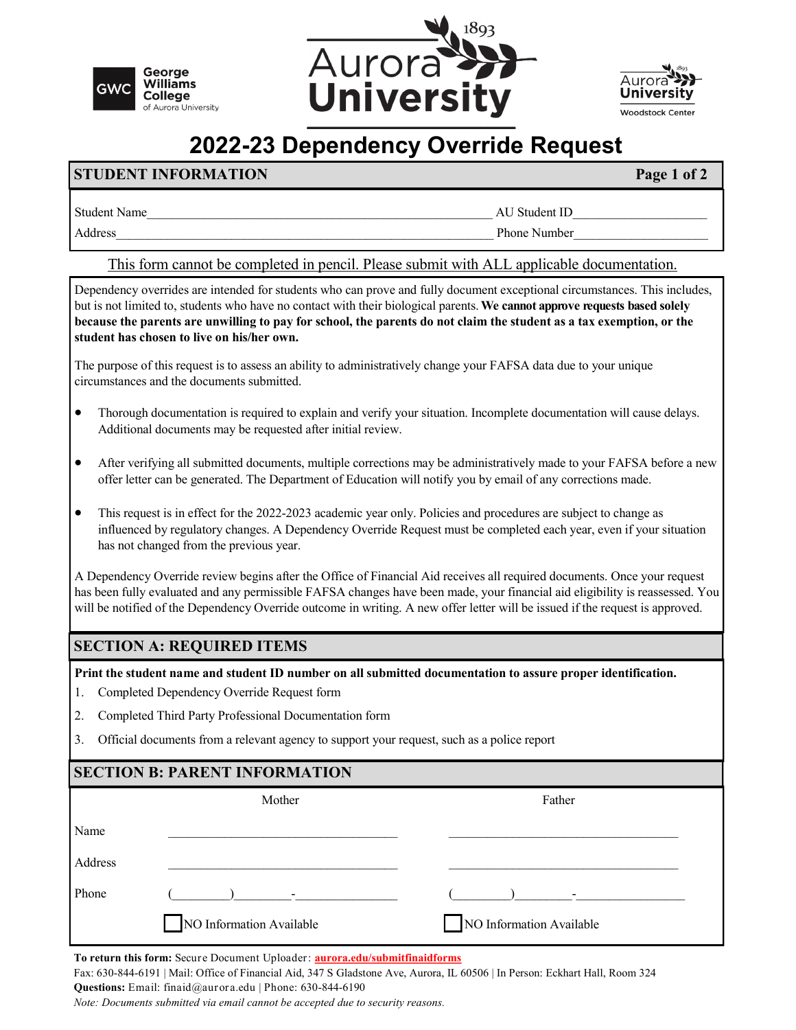# 2022-23 Dependency Override Request

## STUDENT INFORMATION

Student Name_______________________________________________ AU Student ID____________________

Address___________________________________________________ Phone Number____________________

<u>This form cannot be completed in pencil. Please submit with ALL applicable documentation.</u>

Dependency overrides are intended for students who can prove and fully document exceptional circumstances. This includes, but is not limited to, students who have no contact with their biological parents. **We cannot approve requests based solely because the parents are unwilling to pay for school, the parents do not claim the student as a tax exemption, or the student has chosen to live on his/her own.**

The purpose of this request is to assess an ability to administratively change your FAFSA data due to your unique circumstances and the documents submitted.

- Thorough documentation is required to explain and verify your situation. Incomplete documentation will cause delays. Additional documents may be requested after initial review.
- After verifying all submitted documents, multiple corrections may be administratively made to your FAFSA before a new offer letter can be generated. The Department of Education will notify you by email of any corrections made.
- This request is in effect for the 2022-2023 academic year only. Policies and procedures are subject to change as influenced by regulatory changes. A Dependency Override Request must be completed each year, even if your situation has not changed from the previous year.

A Dependency Override review begins after the Office of Financial Aid receives all required documents. Once your request has been fully evaluated and any permissible FAFSA changes have been made, your financial aid eligibility is reassessed. You will be notified of the Dependency Override outcome in writing. A new offer letter will be issued if the request is approved.

## SECTION A: REQUIRED ITEMS

**Print the student name and student ID number on all submitted documentation to assure proper identification.**

1. Completed Dependency Override Request form
2. Completed Third Party Professional Documentation form
3. Official documents from a relevant agency to support your request, such as a police report

## SECTION B: PARENT INFORMATION

| | Mother | Father |
|---|---|---|
| Name | ______________________________ | ______________________________ |
| Address | ______________________________ | ______________________________ |
| Phone | (________)________-______________ | (________)________-______________ |
| | ☐ NO Information Available | ☐ NO Information Available |

**To return this form:** Secure Document Uploader: **aurora.edu/submitfinaidforms**

Fax: 630-844-6191 | Mail: Office of Financial Aid, 347 S Gladstone Ave, Aurora, IL 60506 | In Person: Eckhart Hall, Room 324

**Questions:** Email: finaid@aurora.edu | Phone: 630-844-6190

*Note: Documents submitted via email cannot be accepted due to security reasons.*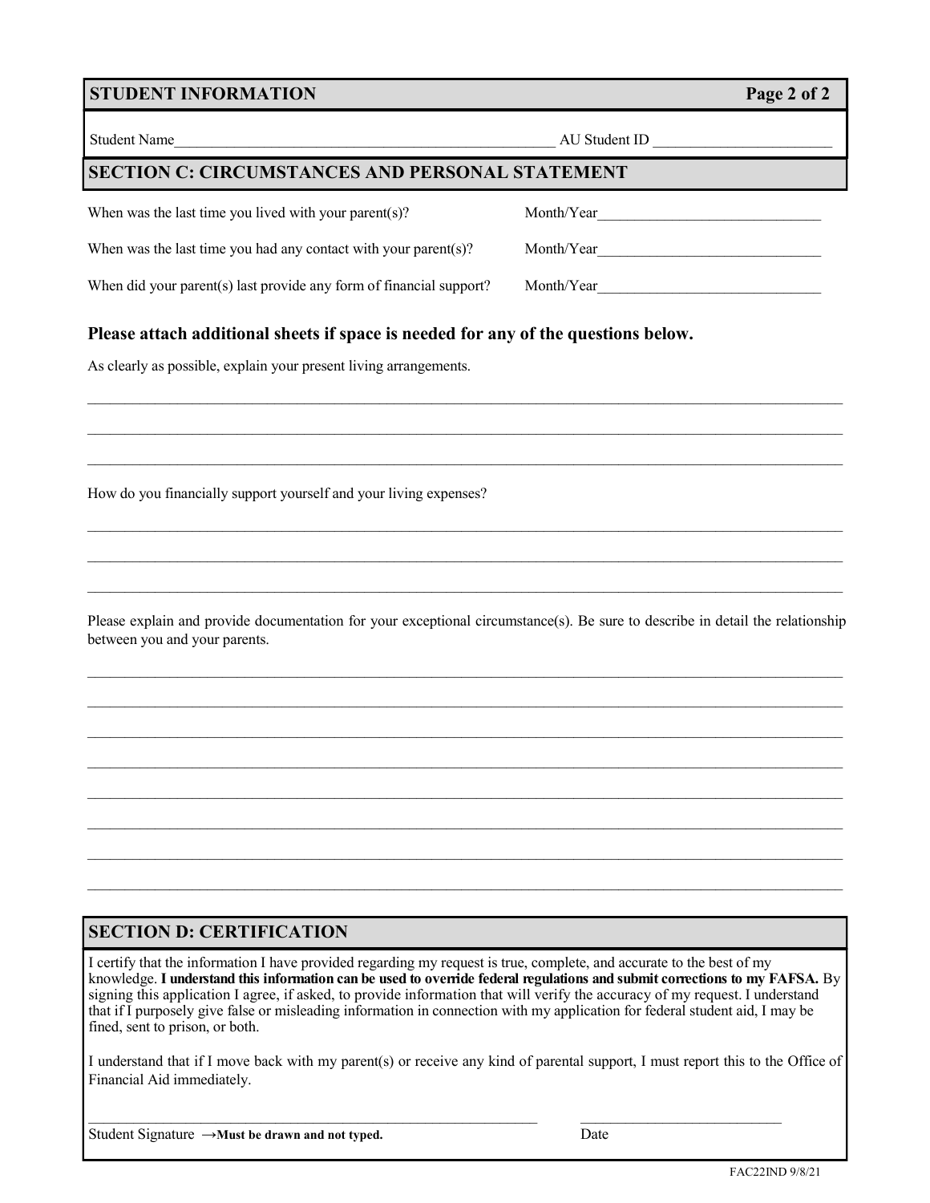## STUDENT INFORMATION

Student Name________________________________________________ AU Student ID ________________________

## SECTION C: CIRCUMSTANCES AND PERSONAL STATEMENT

When was the last time you lived with your parent(s)? Month/Year______________________________

When was the last time you had any contact with your parent(s)? Month/Year______________________________

When did your parent(s) last provide any form of financial support? Month/Year______________________________

**Please attach additional sheets if space is needed for any of the questions below.**

As clearly as possible, explain your present living arrangements.

______________________________________________________________________________________________

______________________________________________________________________________________________

______________________________________________________________________________________________

How do you financially support yourself and your living expenses?

______________________________________________________________________________________________

______________________________________________________________________________________________

______________________________________________________________________________________________

Please explain and provide documentation for your exceptional circumstance(s). Be sure to describe in detail the relationship between you and your parents.

______________________________________________________________________________________________

______________________________________________________________________________________________

______________________________________________________________________________________________

______________________________________________________________________________________________

______________________________________________________________________________________________

______________________________________________________________________________________________

______________________________________________________________________________________________

______________________________________________________________________________________________

## SECTION D: CERTIFICATION

I certify that the information I have provided regarding my request is true, complete, and accurate to the best of my knowledge. **I understand this information can be used to override federal regulations and submit corrections to my FAFSA.** By signing this application I agree, if asked, to provide information that will verify the accuracy of my request. I understand that if I purposely give false or misleading information in connection with my application for federal student aid, I may be fined, sent to prison, or both.

I understand that if I move back with my parent(s) or receive any kind of parental support, I must report this to the Office of Financial Aid immediately.

_____________________________________________________________ ___________________________

Student Signature →**Must be drawn and not typed.** Date

FAC22IND 9/8/21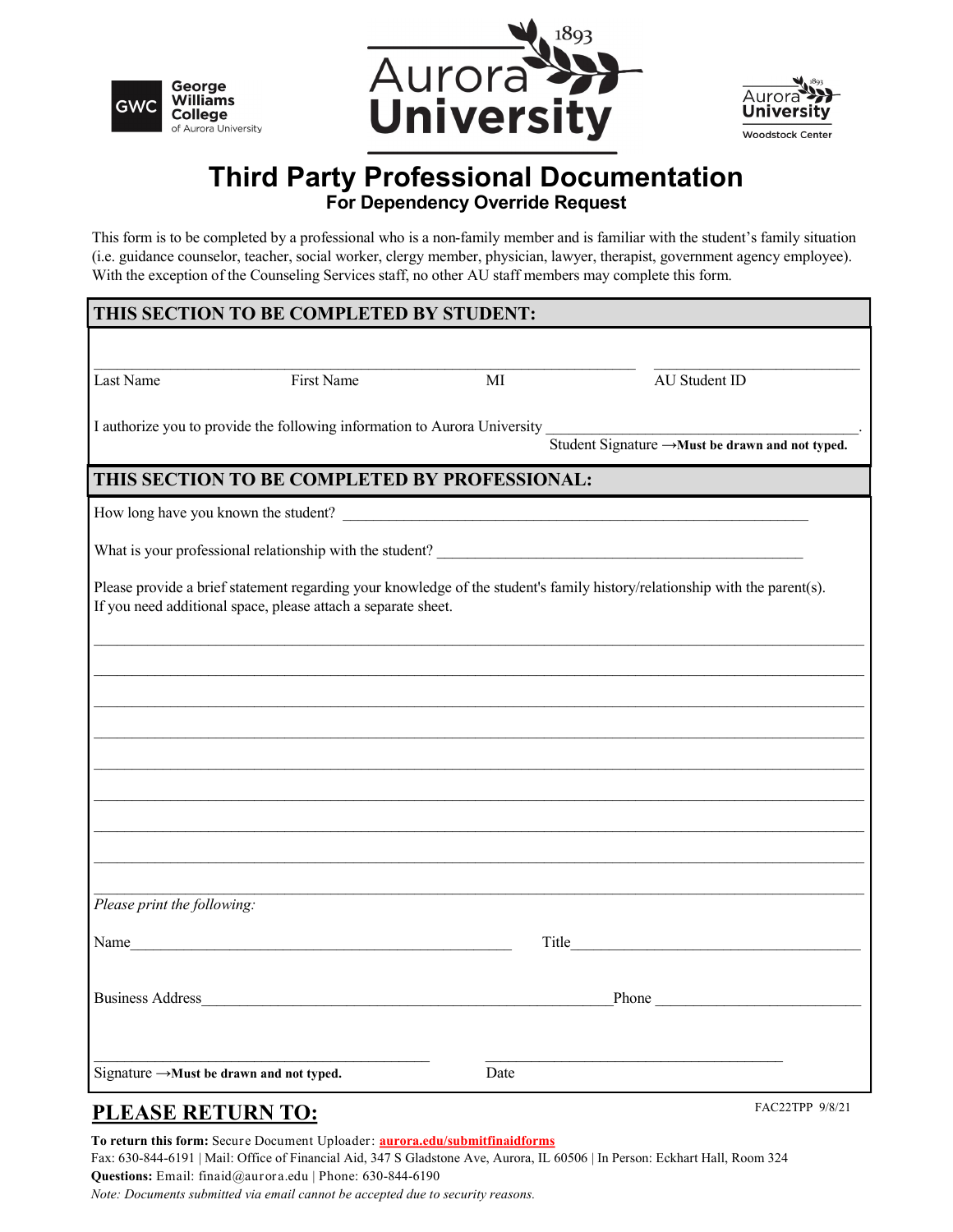George Williams College of Aurora University

1893 Aurora University

Aurora University Woodstock Center

# Third Party Professional Documentation

## For Dependency Override Request

This form is to be completed by a professional who is a non-family member and is familiar with the student's family situation (i.e. guidance counselor, teacher, social worker, clergy member, physician, lawyer, therapist, government agency employee). With the exception of the Counseling Services staff, no other AU staff members may complete this form.

### THIS SECTION TO BE COMPLETED BY STUDENT:

___________________________________________________________ ______________________

Last Name First Name MI AU Student ID

I authorize you to provide the following information to Aurora University ______________________________________.

Student Signature →**Must be drawn and not typed.**

### THIS SECTION TO BE COMPLETED BY PROFESSIONAL:

How long have you known the student? ___________________________________________________________

What is your professional relationship with the student? _______________________________________________

Please provide a brief statement regarding your knowledge of the student's family history/relationship with the parent(s). If you need additional space, please attach a separate sheet.

_____________________________________________________________________________________

_____________________________________________________________________________________

_____________________________________________________________________________________

_____________________________________________________________________________________

_____________________________________________________________________________________

_____________________________________________________________________________________

_____________________________________________________________________________________

_____________________________________________________________________________________

_____________________________________________________________________________________

*Please print the following:*

Name_______________________________________________ Title____________________________________

Business Address________________________________________________Phone _________________________

_________________________________________ ______________________________________

Signature →**Must be drawn and not typed.** Date

## PLEASE RETURN TO:

FAC22TPP 9/8/21

**To return this form:** Secure Document Uploader: **aurora.edu/submitfinaidforms**

Fax: 630-844-6191 | Mail: Office of Financial Aid, 347 S Gladstone Ave, Aurora, IL 60506 | In Person: Eckhart Hall, Room 324

**Questions:** Email: finaid@aurora.edu | Phone: 630-844-6190

*Note: Documents submitted via email cannot be accepted due to security reasons.*